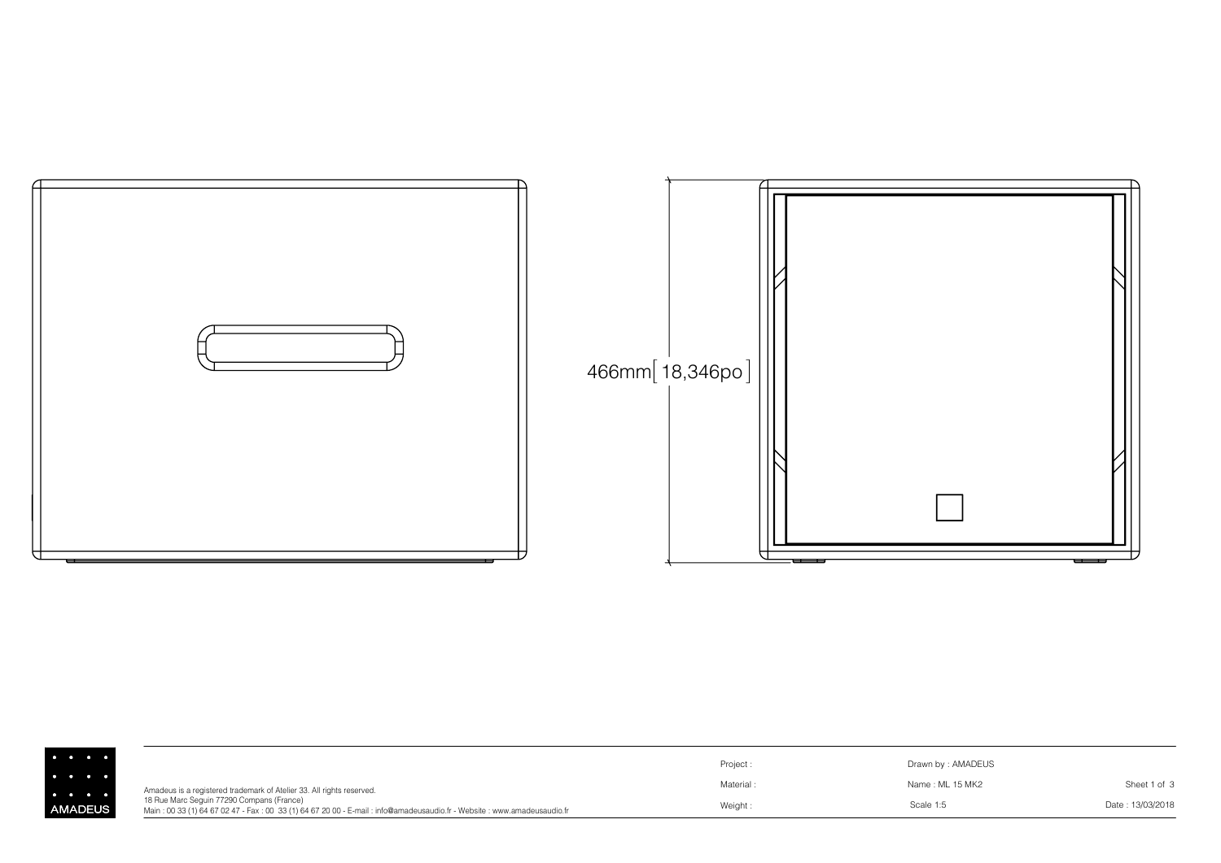466mm[ 18,346po ]

Amadeus is a registered trademark of Atelier 33. All rights reserved.
18 Rue Marc Seguin 77290 Compans (France)
Main : 00 33 (1) 64 67 02 47 - Fax : 00 33 (1) 64 67 20 00 - E-mail : info@amadeusaudio.fr - Website : www.amadeusaudio.fr

AMADEUS

| Project : | Drawn by : AMADEUS | |
|---|---|---|
| Material : | Name : ML 15 MK2 | Sheet 1 of 3 |
| Weight : | Scale 1:5 | Date : 13/03/2018 |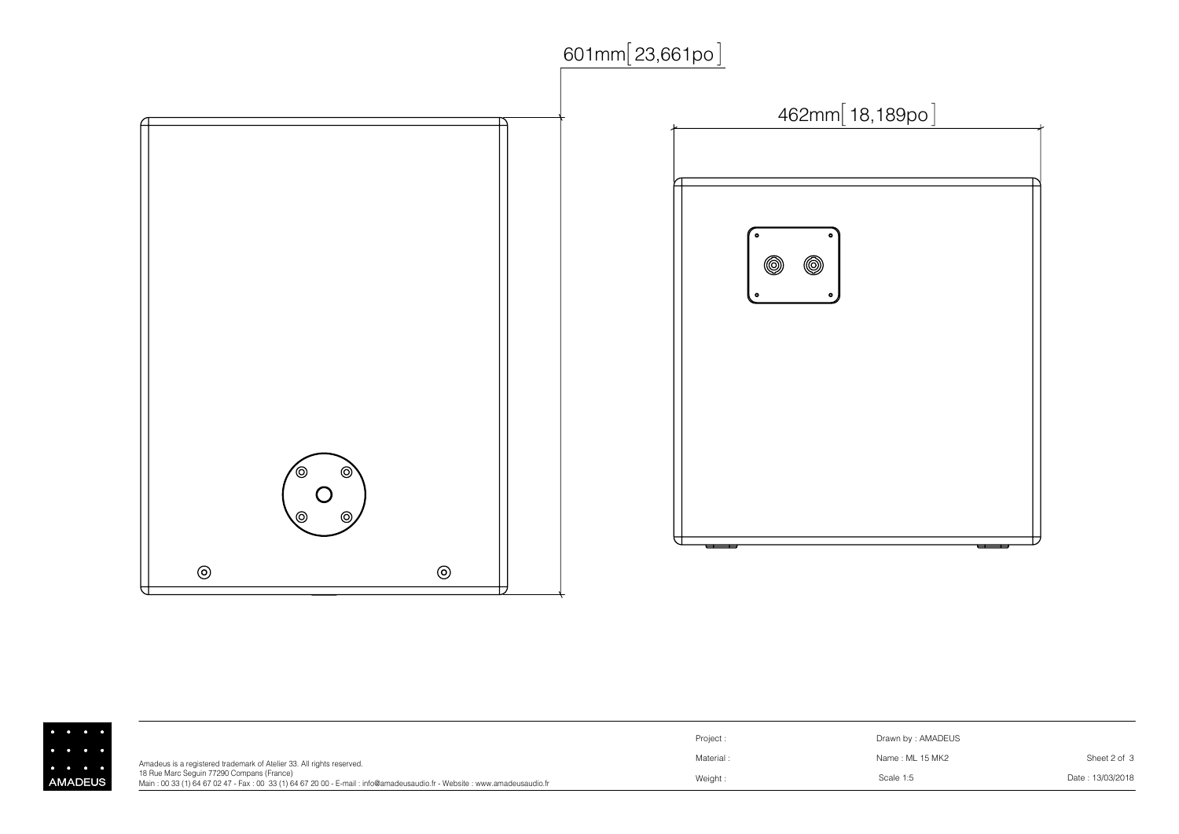601mm[ 23,661po ]

462mm[ 18,189po ]

AMADEUS

Amadeus is a registered trademark of Atelier 33. All rights reserved.
18 Rue Marc Seguin 77290 Compans (France)
Main : 00 33 (1) 64 67 02 47 - Fax : 00 33 (1) 64 67 20 00 - E-mail : info@amadeusaudio.fr - Website : www.amadeusaudio.fr

| | | |
|---|---|---|
| Project : | Drawn by : AMADEUS | |
| Material : | Name : ML 15 MK2 | Sheet 2 of 3 |
| Weight : | Scale 1:5 | Date : 13/03/2018 |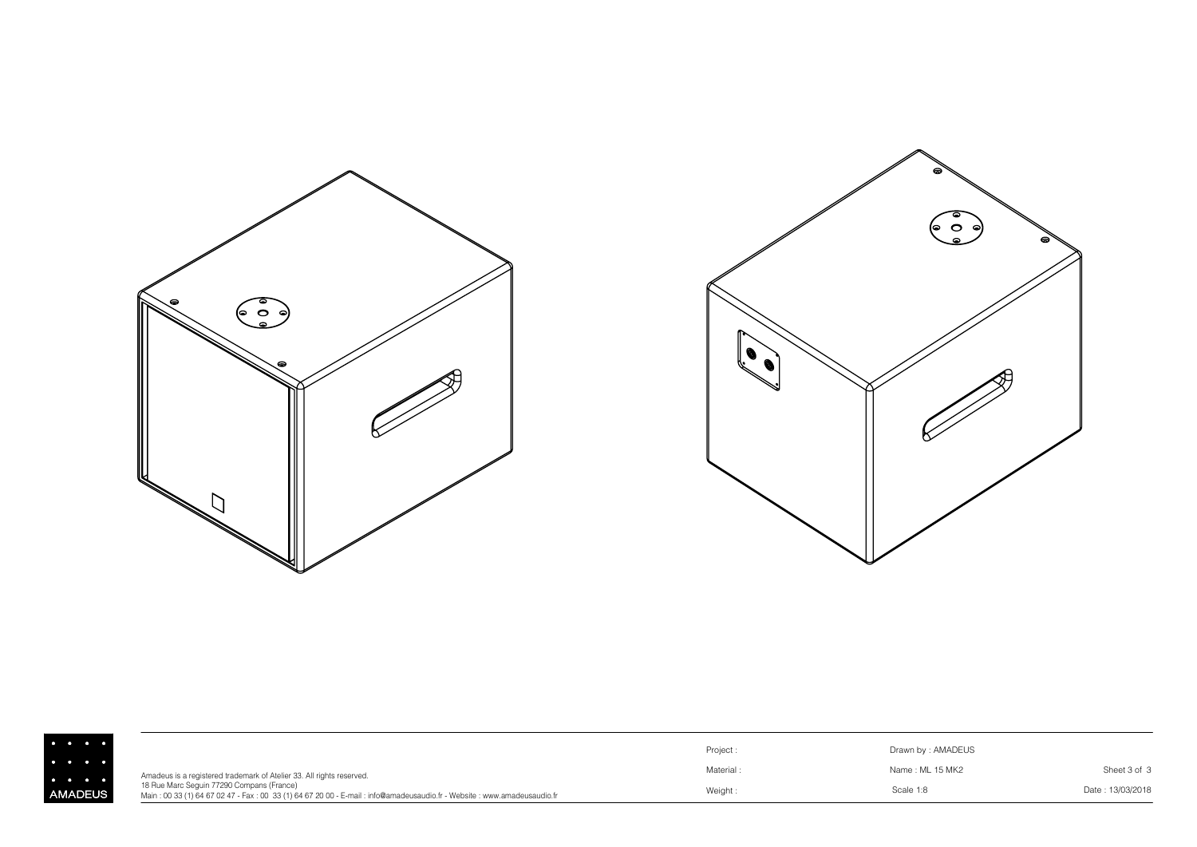AMADEUS

Amadeus is a registered trademark of Atelier 33. All rights reserved.
18 Rue Marc Seguin 77290 Compans (France)
Main : 00 33 (1) 64 67 02 47 - Fax : 00 33 (1) 64 67 20 00 - E-mail : info@amadeusaudio.fr - Website : www.amadeusaudio.fr

| | | |
|---|---|---|
| Project : | Drawn by : AMADEUS | |
| Material : | Name : ML 15 MK2 | Sheet 3 of 3 |
| Weight : | Scale 1:8 | Date : 13/03/2018 |